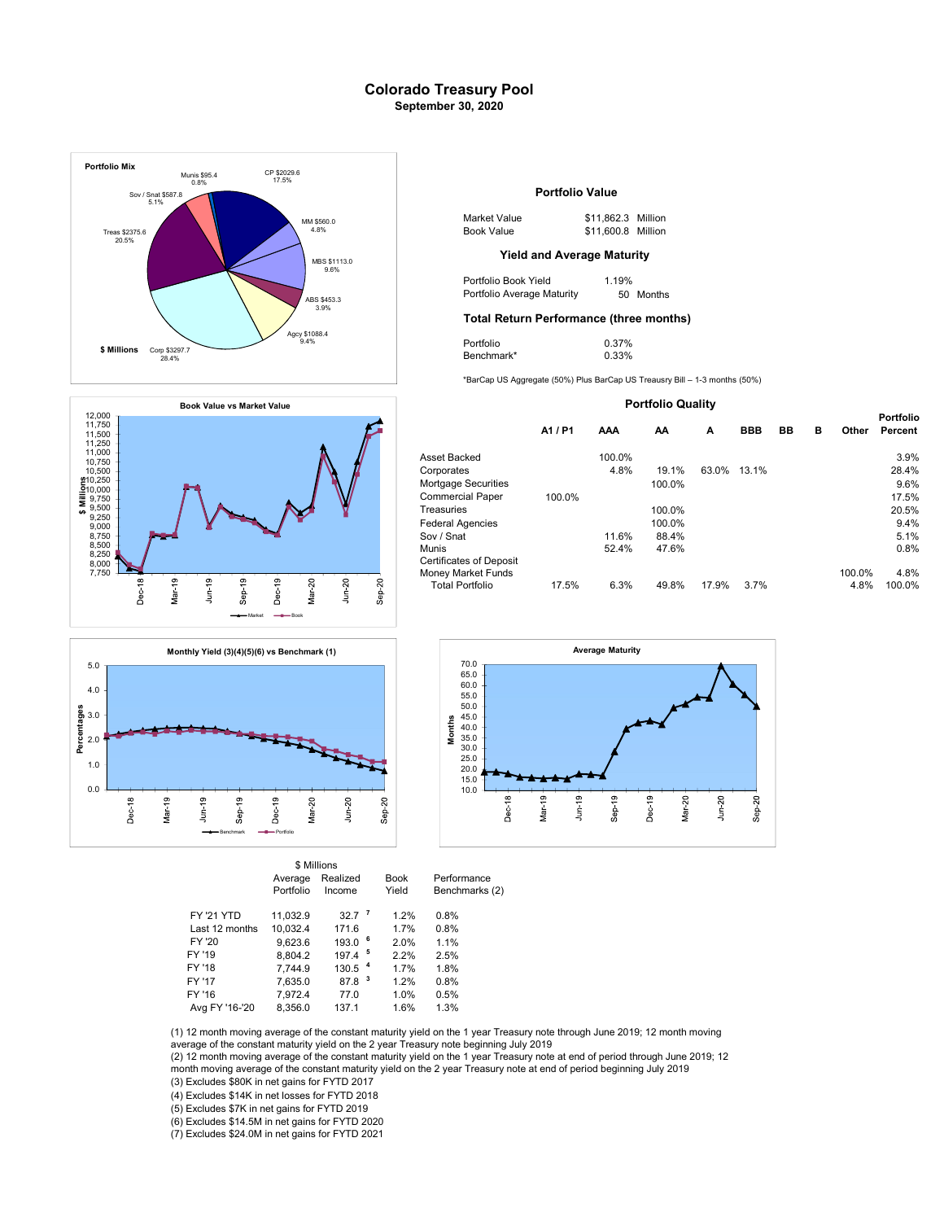# Colorado Treasury Pool
## September 30, 2020

**Portfolio Mix**

$ Millions

- CP $2029.6 — 17.5%
- MM $560.0 — 4.8%
- MBS $1113.0 — 9.6%
- ABS $453.3 — 3.9%
- Agcy $1088.4 — 9.4%
- Corp $3297.7 — 28.4%
- Treas $2375.6 — 20.5%
- Sov / Snat $587.8 — 5.1%
- Munis $95.4 — 0.8%

### Portfolio Value

| | | |
|---|---|---|
| Market Value | $11,862.3 | Million |
| Book Value | $11,600.8 | Million |

### Yield and Average Maturity

| | | |
|---|---|---|
| Portfolio Book Yield | 1.19% | |
| Portfolio Average Maturity | 50 | Months |

### Total Return Performance (three months)

| | |
|---|---|
| Portfolio | 0.37% |
| Benchmark* | 0.33% |

*BarCap US Aggregate (50%) Plus BarCap US Treausry Bill – 1-3 months (50%)

### Portfolio Quality

| | A1 / P1 | AAA | AA | A | BBB | BB | B | Other | Portfolio Percent |
|---|---|---|---|---|---|---|---|---|---|
| Asset Backed | | 100.0% | | | | | | | 3.9% |
| Corporates | | 4.8% | 19.1% | 63.0% | 13.1% | | | | 28.4% |
| Mortgage Securities | | | 100.0% | | | | | | 9.6% |
| Commercial Paper | 100.0% | | | | | | | | 17.5% |
| Treasuries | | | 100.0% | | | | | | 20.5% |
| Federal Agencies | | | 100.0% | | | | | | 9.4% |
| Sov / Snat | | 11.6% | 88.4% | | | | | | 5.1% |
| Munis | | 52.4% | 47.6% | | | | | | 0.8% |
| Certificates of Deposit | | | | | | | | | |
| Money Market Funds | | | | | | | | 100.0% | 4.8% |
| Total Portfolio | 17.5% | 6.3% | 49.8% | 17.9% | 3.7% | | | 4.8% | 100.0% |

**Book Value vs Market Value**

**Monthly Yield (3)(4)(5)(6) vs Benchmark (1)**

**Average Maturity**

| | $ Millions Average Portfolio | Realized Income | Book Yield | Performance Benchmarks (2) |
|---|---|---|---|---|
| FY '21 YTD | 11,032.9 | 32.7 [7] | 1.2% | 0.8% |
| Last 12 months | 10,032.4 | 171.6 | 1.7% | 0.8% |
| FY '20 | 9,623.6 | 193.0 [6] | 2.0% | 1.1% |
| FY '19 | 8,804.2 | 197.4 [5] | 2.2% | 2.5% |
| FY '18 | 7,744.9 | 130.5 [4] | 1.7% | 1.8% |
| FY '17 | 7,635.0 | 87.8 [3] | 1.2% | 0.8% |
| FY '16 | 7,972.4 | 77.0 | 1.0% | 0.5% |
| Avg FY '16-'20 | 8,356.0 | 137.1 | 1.6% | 1.3% |

(1) 12 month moving average of the constant maturity yield on the 1 year Treasury note through June 2019; 12 month moving average of the constant maturity yield on the 2 year Treasury note beginning July 2019

(2) 12 month moving average of the constant maturity yield on the 1 year Treasury note at end of period through June 2019; 12 month moving average of the constant maturity yield on the 2 year Treasury note at end of period beginning July 2019

(3) Excludes $80K in net gains for FYTD 2017

(4) Excludes $14K in net losses for FYTD 2018

(5) Excludes $7K in net gains for FYTD 2019

(6) Excludes $14.5M in net gains for FYTD 2020

(7) Excludes $24.0M in net gains for FYTD 2021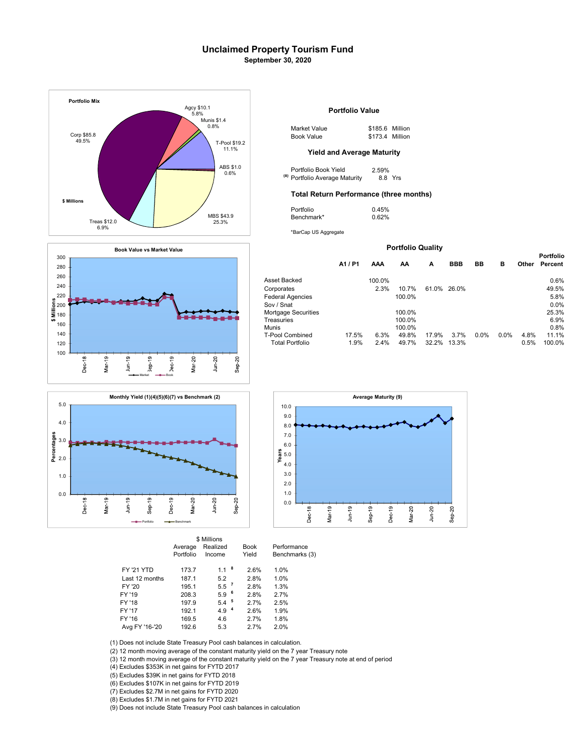# Unclaimed Property Tourism Fund

**September 30, 2020**

**Portfolio Mix**

Agcy $10.1
5.8%

Munis $1.4
0.8%

T-Pool $19.2
11.1%

ABS $1.0
0.6%

MBS $43.9
25.3%

Treas $12.0
6.9%

Corp $85.8
49.5%

$ Millions

### Portfolio Value

| | |
|---|---|
| Market Value | $185.6 Million |
| Book Value | $173.4 Million |

### Yield and Average Maturity

| | |
|---|---|
| Portfolio Book Yield | 2.59% |
| (9) Portfolio Average Maturity | 8.8 Yrs |

### Total Return Performance (three months)

| | |
|---|---|
| Portfolio | 0.45% |
| Benchmark* | 0.62% |

*BarCap US Aggregate

**Book Value vs Market Value**

300
280
260
240
220
200
180
160
140
120
100

$ Millions

Dec-18
Mar-19
Jun-19
Sep-19
Dec-19
Mar-20
Jun-20
Sep-20

Market
Book

### Portfolio Quality

| | A1 / P1 | AAA | AA | A | BBB | BB | B | Other | Portfolio Percent |
|---|---|---|---|---|---|---|---|---|---|
| Asset Backed | | 100.0% | | | | | | | 0.6% |
| Corporates | | 2.3% | 10.7% | 61.0% | 26.0% | | | | 49.5% |
| Federal Agencies | | | 100.0% | | | | | | 5.8% |
| Sov / Snat | | | | | | | | | 0.0% |
| Mortgage Securities | | | 100.0% | | | | | | 25.3% |
| Treasuries | | | 100.0% | | | | | | 6.9% |
| Munis | | | 100.0% | | | | | | 0.8% |
| T-Pool Combined | 17.5% | 6.3% | 49.8% | 17.9% | 3.7% | 0.0% | 0.0% | 4.8% | 11.1% |
| Total Portfolio | 1.9% | 2.4% | 49.7% | 32.2% | 13.3% | | | 0.5% | 100.0% |

**Monthly Yield (1)(4)(5)(6)(7) vs Benchmark (2)**

5.0
4.0
3.0
2.0
1.0
0.0

Percentages

Dec-18
Mar-19
Jun-19
Sep-19
Dec-19
Mar-20
Jun-20
Sep-20

Portfolio
Benchmark

**Average Maturity (9)**

10.0
9.0
8.0
7.0
6.0
5.0
4.0
3.0
2.0
1.0
0.0

Years

Dec-18
Mar-19
Jun-19
Sep-19
Dec-19
Mar-20
Jun-20
Sep-20

| | Average Portfolio ($ Millions) | Realized Income ($ Millions) | Book Yield | Performance Benchmarks (3) |
|---|---|---|---|---|
| FY '21 YTD | 173.7 | 1.1 [8] | 2.6% | 1.0% |
| Last 12 months | 187.1 | 5.2 | 2.8% | 1.0% |
| FY '20 | 195.1 | 5.5 [7] | 2.8% | 1.3% |
| FY '19 | 208.3 | 5.9 [6] | 2.8% | 2.7% |
| FY '18 | 197.9 | 5.4 [5] | 2.7% | 2.5% |
| FY '17 | 192.1 | 4.9 [4] | 2.6% | 1.9% |
| FY '16 | 169.5 | 4.6 | 2.7% | 1.8% |
| Avg FY '16-'20 | 192.6 | 5.3 | 2.7% | 2.0% |

(1) Does not include State Treasury Pool cash balances in calculation.
(2) 12 month moving average of the constant maturity yield on the 7 year Treasury note
(3) 12 month moving average of the constant maturity yield on the 7 year Treasury note at end of period
(4) Excludes $353K in net gains for FYTD 2017
(5) Excludes $39K in net gains for FYTD 2018
(6) Excludes $107K in net gains for FYTD 2019
(7) Excludes $2.7M in net gains for FYTD 2020
(8) Excludes $1.7M in net gains for FYTD 2021
(9) Does not include State Treasury Pool cash balances in calculation